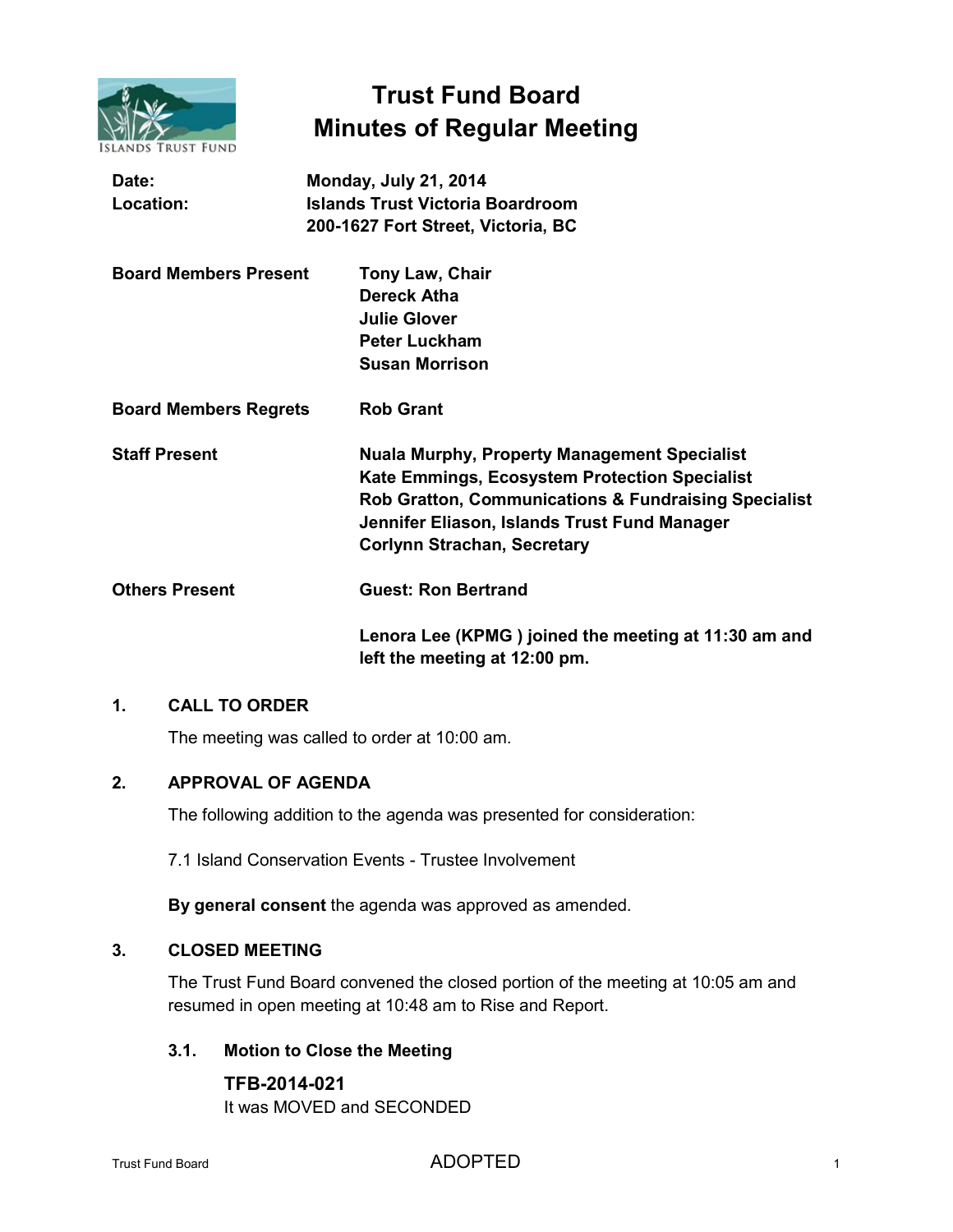# Trust Fund Board
# Minutes of Regular Meeting

| | |
|---|---|
| **Date:** | **Monday, July 21, 2014** |
| **Location:** | **Islands Trust Victoria Boardroom**<br>**200-1627 Fort Street, Victoria, BC** |

| | |
|---|---|
| **Board Members Present** | **Tony Law, Chair**<br>**Dereck Atha**<br>**Julie Glover**<br>**Peter Luckham**<br>**Susan Morrison** |
| **Board Members Regrets** | **Rob Grant** |
| **Staff Present** | **Nuala Murphy, Property Management Specialist**<br>**Kate Emmings, Ecosystem Protection Specialist**<br>**Rob Gratton, Communications & Fundraising Specialist**<br>**Jennifer Eliason, Islands Trust Fund Manager**<br>**Corlynn Strachan, Secretary** |
| **Others Present** | **Guest: Ron Bertrand**<br><br>**Lenora Lee (KPMG ) joined the meeting at 11:30 am and left the meeting at 12:00 pm.** |

## 1. CALL TO ORDER

The meeting was called to order at 10:00 am.

## 2. APPROVAL OF AGENDA

The following addition to the agenda was presented for consideration:

7.1 Island Conservation Events - Trustee Involvement

**By general consent** the agenda was approved as amended.

## 3. CLOSED MEETING

The Trust Fund Board convened the closed portion of the meeting at 10:05 am and resumed in open meeting at 10:48 am to Rise and Report.

### 3.1. Motion to Close the Meeting

**TFB-2014-021**
It was MOVED and SECONDED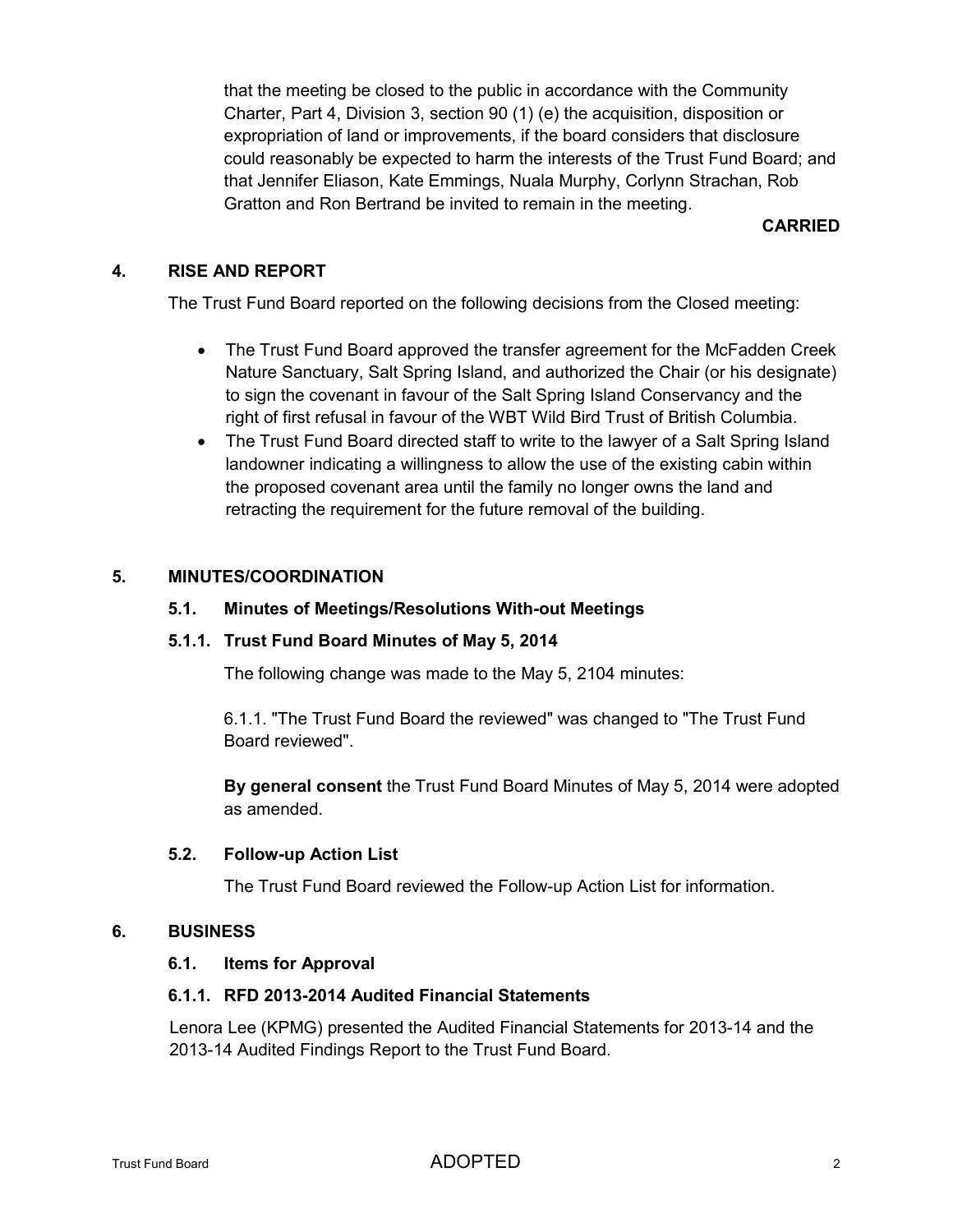that the meeting be closed to the public in accordance with the Community Charter, Part 4, Division 3, section 90 (1) (e) the acquisition, disposition or expropriation of land or improvements, if the board considers that disclosure could reasonably be expected to harm the interests of the Trust Fund Board; and that Jennifer Eliason, Kate Emmings, Nuala Murphy, Corlynn Strachan, Rob Gratton and Ron Bertrand be invited to remain in the meeting.

**CARRIED**

## 4. RISE AND REPORT

The Trust Fund Board reported on the following decisions from the Closed meeting:

- The Trust Fund Board approved the transfer agreement for the McFadden Creek Nature Sanctuary, Salt Spring Island, and authorized the Chair (or his designate) to sign the covenant in favour of the Salt Spring Island Conservancy and the right of first refusal in favour of the WBT Wild Bird Trust of British Columbia.
- The Trust Fund Board directed staff to write to the lawyer of a Salt Spring Island landowner indicating a willingness to allow the use of the existing cabin within the proposed covenant area until the family no longer owns the land and retracting the requirement for the future removal of the building.

## 5. MINUTES/COORDINATION

### 5.1. Minutes of Meetings/Resolutions With-out Meetings

#### 5.1.1. Trust Fund Board Minutes of May 5, 2014

The following change was made to the May 5, 2104 minutes:

6.1.1. "The Trust Fund Board the reviewed" was changed to "The Trust Fund Board reviewed".

**By general consent** the Trust Fund Board Minutes of May 5, 2014 were adopted as amended.

### 5.2. Follow-up Action List

The Trust Fund Board reviewed the Follow-up Action List for information.

## 6. BUSINESS

### 6.1. Items for Approval

#### 6.1.1. RFD 2013-2014 Audited Financial Statements

Lenora Lee (KPMG) presented the Audited Financial Statements for 2013-14 and the 2013-14 Audited Findings Report to the Trust Fund Board.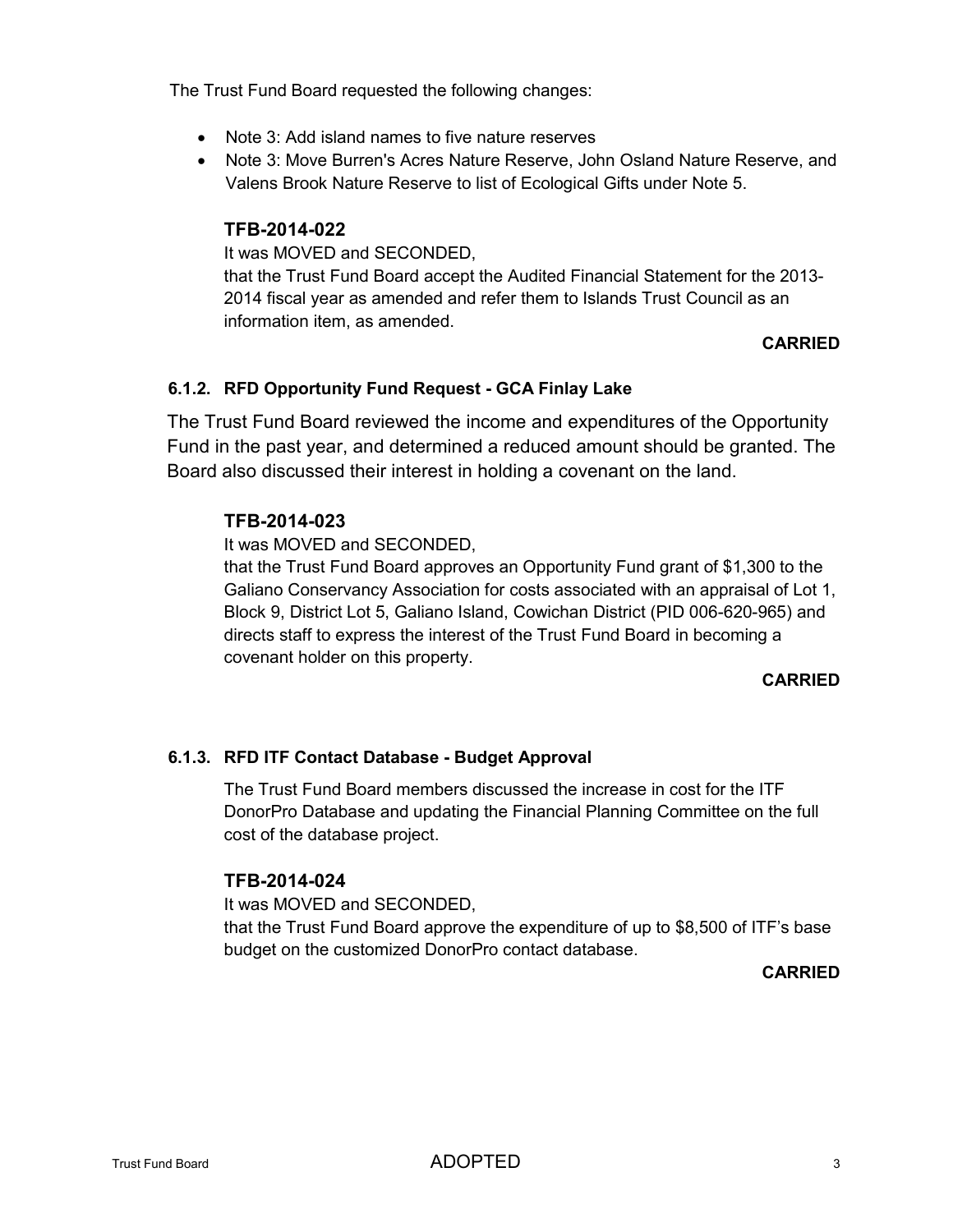The Trust Fund Board requested the following changes:

- Note 3: Add island names to five nature reserves
- Note 3: Move Burren's Acres Nature Reserve, John Osland Nature Reserve, and Valens Brook Nature Reserve to list of Ecological Gifts under Note 5.

**TFB-2014-022**

It was MOVED and SECONDED,

that the Trust Fund Board accept the Audited Financial Statement for the 2013-2014 fiscal year as amended and refer them to Islands Trust Council as an information item, as amended.

**CARRIED**

#### 6.1.2. RFD Opportunity Fund Request - GCA Finlay Lake

The Trust Fund Board reviewed the income and expenditures of the Opportunity Fund in the past year, and determined a reduced amount should be granted. The Board also discussed their interest in holding a covenant on the land.

**TFB-2014-023**

It was MOVED and SECONDED,

that the Trust Fund Board approves an Opportunity Fund grant of $1,300 to the Galiano Conservancy Association for costs associated with an appraisal of Lot 1, Block 9, District Lot 5, Galiano Island, Cowichan District (PID 006-620-965) and directs staff to express the interest of the Trust Fund Board in becoming a covenant holder on this property.

**CARRIED**

#### 6.1.3. RFD ITF Contact Database - Budget Approval

The Trust Fund Board members discussed the increase in cost for the ITF DonorPro Database and updating the Financial Planning Committee on the full cost of the database project.

**TFB-2014-024**

It was MOVED and SECONDED,

that the Trust Fund Board approve the expenditure of up to $8,500 of ITF's base budget on the customized DonorPro contact database.

**CARRIED**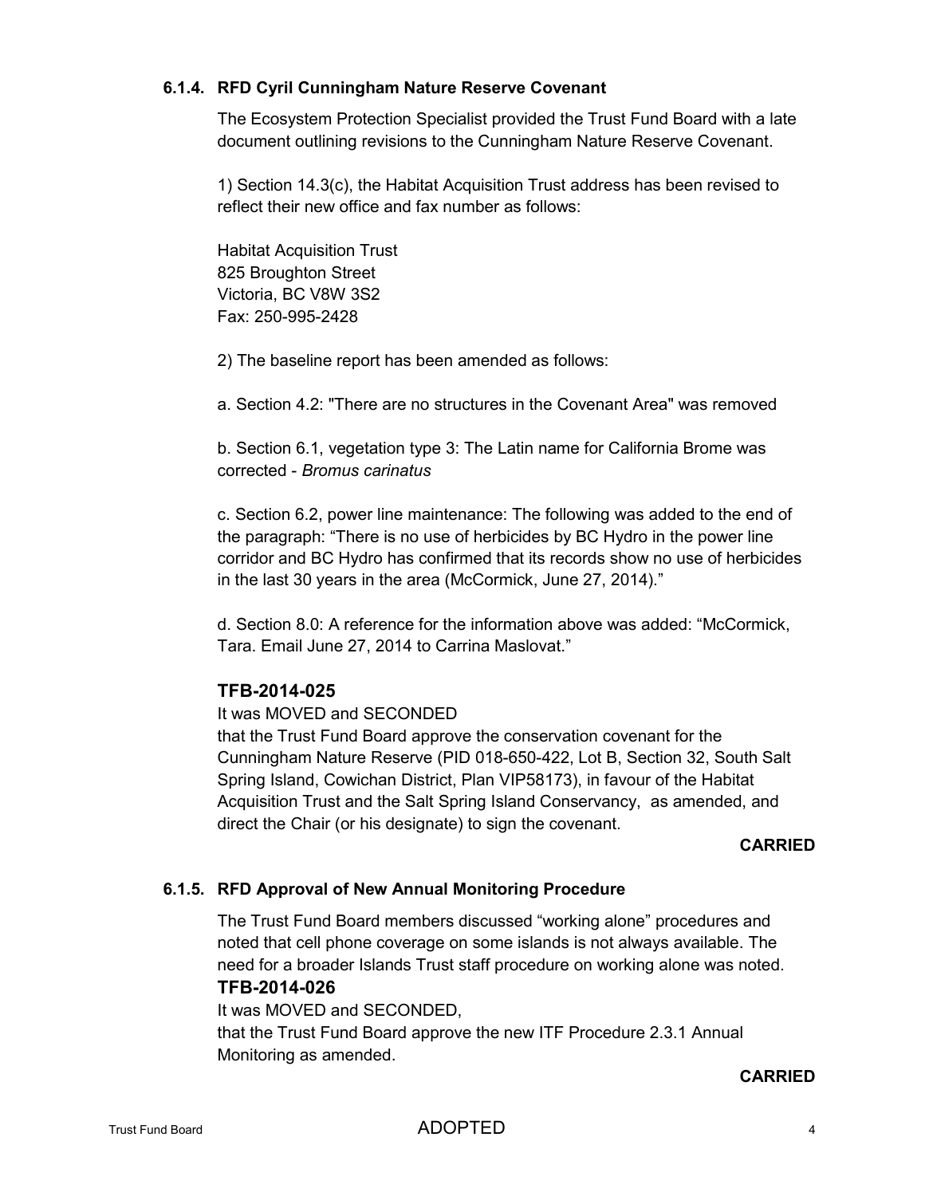### 6.1.4. RFD Cyril Cunningham Nature Reserve Covenant

The Ecosystem Protection Specialist provided the Trust Fund Board with a late document outlining revisions to the Cunningham Nature Reserve Covenant.

1) Section 14.3(c), the Habitat Acquisition Trust address has been revised to reflect their new office and fax number as follows:

Habitat Acquisition Trust
825 Broughton Street
Victoria, BC V8W 3S2
Fax: 250-995-2428

2) The baseline report has been amended as follows:

a. Section 4.2: "There are no structures in the Covenant Area" was removed

b. Section 6.1, vegetation type 3: The Latin name for California Brome was corrected - *Bromus carinatus*

c. Section 6.2, power line maintenance: The following was added to the end of the paragraph: "There is no use of herbicides by BC Hydro in the power line corridor and BC Hydro has confirmed that its records show no use of herbicides in the last 30 years in the area (McCormick, June 27, 2014)."

d. Section 8.0: A reference for the information above was added: "McCormick, Tara. Email June 27, 2014 to Carrina Maslovat."

**TFB-2014-025**

It was MOVED and SECONDED
that the Trust Fund Board approve the conservation covenant for the Cunningham Nature Reserve (PID 018-650-422, Lot B, Section 32, South Salt Spring Island, Cowichan District, Plan VIP58173), in favour of the Habitat Acquisition Trust and the Salt Spring Island Conservancy, as amended, and direct the Chair (or his designate) to sign the covenant.

**CARRIED**

### 6.1.5. RFD Approval of New Annual Monitoring Procedure

The Trust Fund Board members discussed "working alone" procedures and noted that cell phone coverage on some islands is not always available. The need for a broader Islands Trust staff procedure on working alone was noted.

**TFB-2014-026**

It was MOVED and SECONDED,
that the Trust Fund Board approve the new ITF Procedure 2.3.1 Annual Monitoring as amended.

**CARRIED**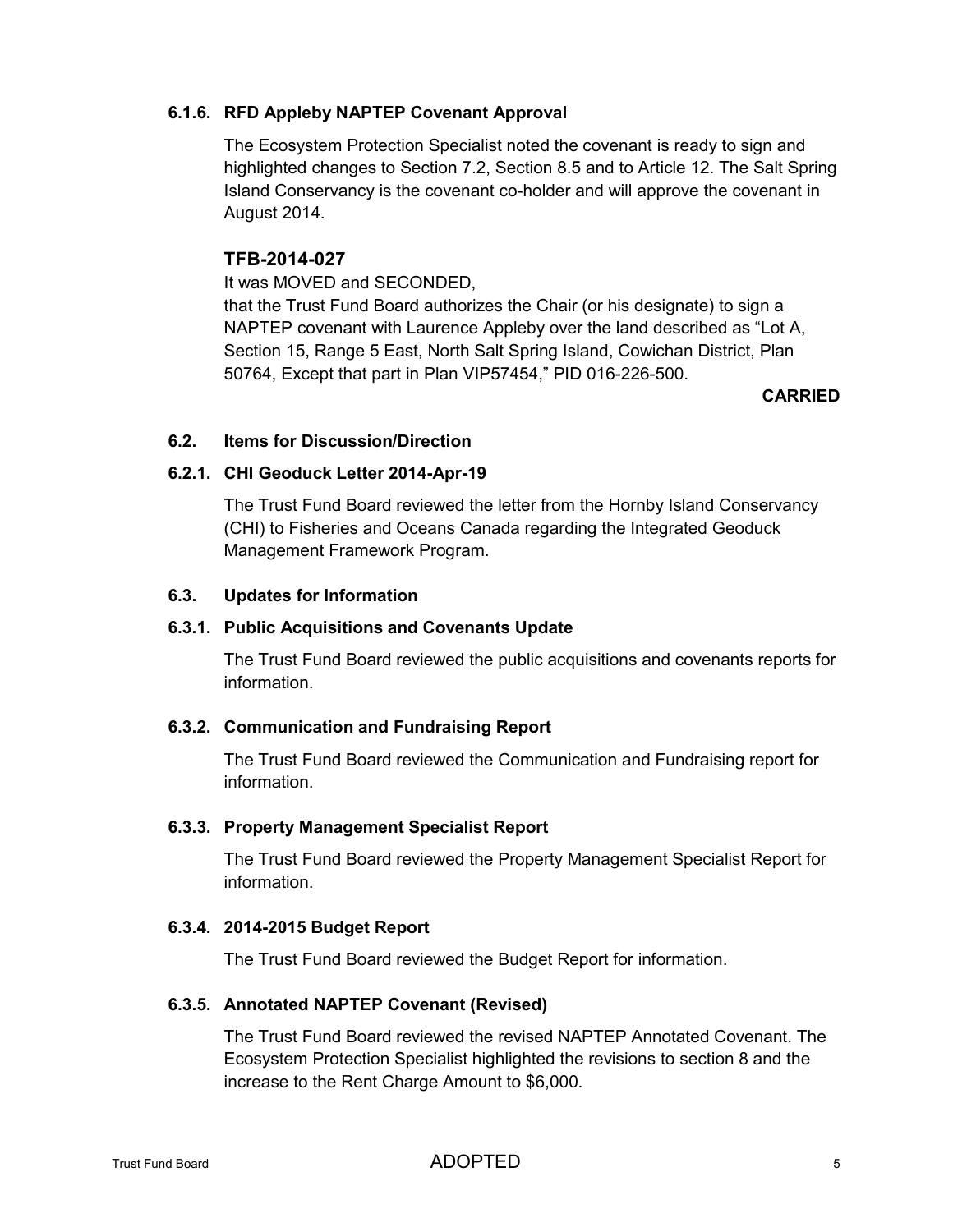#### 6.1.6. RFD Appleby NAPTEP Covenant Approval

The Ecosystem Protection Specialist noted the covenant is ready to sign and highlighted changes to Section 7.2, Section 8.5 and to Article 12. The Salt Spring Island Conservancy is the covenant co-holder and will approve the covenant in August 2014.

**TFB-2014-027**

It was MOVED and SECONDED,

that the Trust Fund Board authorizes the Chair (or his designate) to sign a NAPTEP covenant with Laurence Appleby over the land described as "Lot A, Section 15, Range 5 East, North Salt Spring Island, Cowichan District, Plan 50764, Except that part in Plan VIP57454," PID 016-226-500.

**CARRIED**

### 6.2. Items for Discussion/Direction

#### 6.2.1. CHI Geoduck Letter 2014-Apr-19

The Trust Fund Board reviewed the letter from the Hornby Island Conservancy (CHI) to Fisheries and Oceans Canada regarding the Integrated Geoduck Management Framework Program.

### 6.3. Updates for Information

#### 6.3.1. Public Acquisitions and Covenants Update

The Trust Fund Board reviewed the public acquisitions and covenants reports for information.

#### 6.3.2. Communication and Fundraising Report

The Trust Fund Board reviewed the Communication and Fundraising report for information.

#### 6.3.3. Property Management Specialist Report

The Trust Fund Board reviewed the Property Management Specialist Report for information.

#### 6.3.4. 2014-2015 Budget Report

The Trust Fund Board reviewed the Budget Report for information.

#### 6.3.5. Annotated NAPTEP Covenant (Revised)

The Trust Fund Board reviewed the revised NAPTEP Annotated Covenant. The Ecosystem Protection Specialist highlighted the revisions to section 8 and the increase to the Rent Charge Amount to $6,000.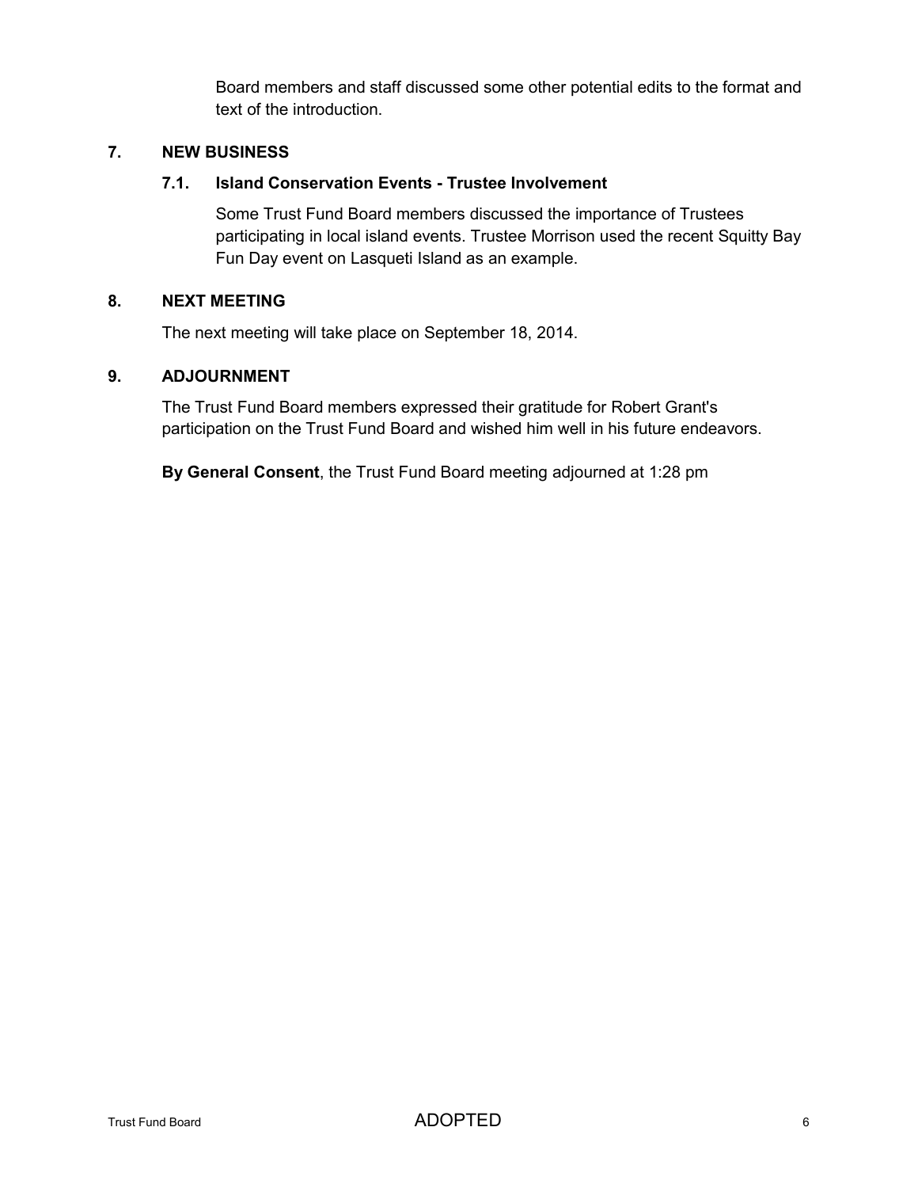Board members and staff discussed some other potential edits to the format and text of the introduction.

## 7. NEW BUSINESS

### 7.1. Island Conservation Events - Trustee Involvement

Some Trust Fund Board members discussed the importance of Trustees participating in local island events. Trustee Morrison used the recent Squitty Bay Fun Day event on Lasqueti Island as an example.

## 8. NEXT MEETING

The next meeting will take place on September 18, 2014.

## 9. ADJOURNMENT

The Trust Fund Board members expressed their gratitude for Robert Grant's participation on the Trust Fund Board and wished him well in his future endeavors.

**By General Consent**, the Trust Fund Board meeting adjourned at 1:28 pm

ADOPTED